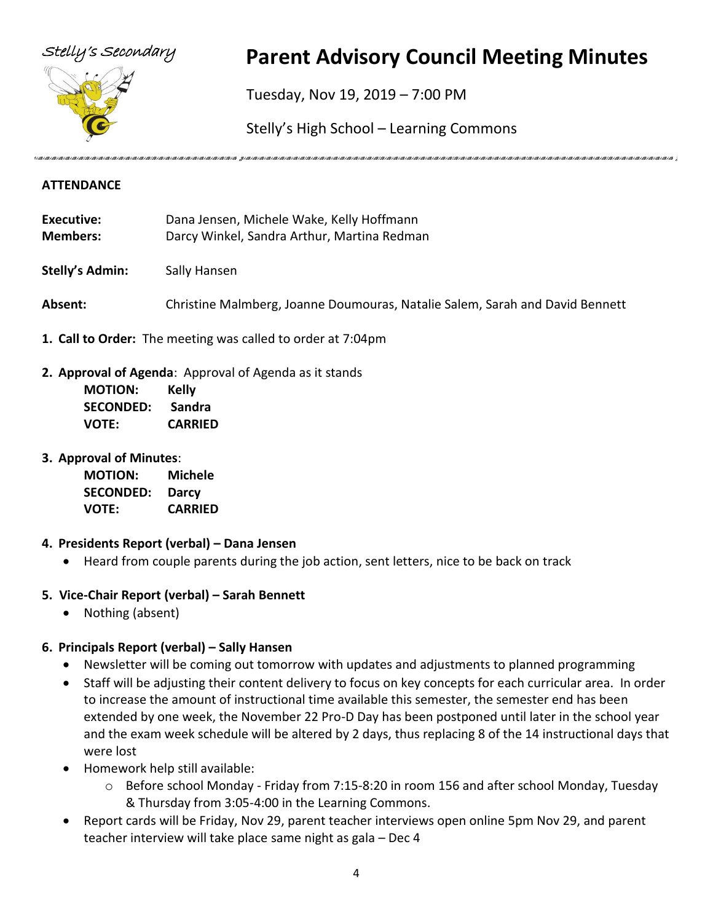Stelly's Secondary

# Parent Advisory Council Meeting Minutes

Tuesday, Nov 19, 2019 – 7:00 PM

Stelly's High School – Learning Commons

**ATTENDANCE**

**Executive:** Dana Jensen, Michele Wake, Kelly Hoffmann
**Members:** Darcy Winkel, Sandra Arthur, Martina Redman

**Stelly's Admin:** Sally Hansen

**Absent:** Christine Malmberg, Joanne Doumouras, Natalie Salem, Sarah and David Bennett

1. **Call to Order:** The meeting was called to order at 7:04pm

2. **Approval of Agenda**: Approval of Agenda as it stands
   **MOTION: Kelly**
   **SECONDED: Sandra**
   **VOTE: CARRIED**

3. **Approval of Minutes**:
   **MOTION: Michele**
   **SECONDED: Darcy**
   **VOTE: CARRIED**

4. **Presidents Report (verbal) – Dana Jensen**
   - Heard from couple parents during the job action, sent letters, nice to be back on track

5. **Vice-Chair Report (verbal) – Sarah Bennett**
   - Nothing (absent)

6. **Principals Report (verbal) – Sally Hansen**
   - Newsletter will be coming out tomorrow with updates and adjustments to planned programming
   - Staff will be adjusting their content delivery to focus on key concepts for each curricular area. In order to increase the amount of instructional time available this semester, the semester end has been extended by one week, the November 22 Pro-D Day has been postponed until later in the school year and the exam week schedule will be altered by 2 days, thus replacing 8 of the 14 instructional days that were lost
   - Homework help still available:
     - Before school Monday - Friday from 7:15-8:20 in room 156 and after school Monday, Tuesday & Thursday from 3:05-4:00 in the Learning Commons.
   - Report cards will be Friday, Nov 29, parent teacher interviews open online 5pm Nov 29, and parent teacher interview will take place same night as gala – Dec 4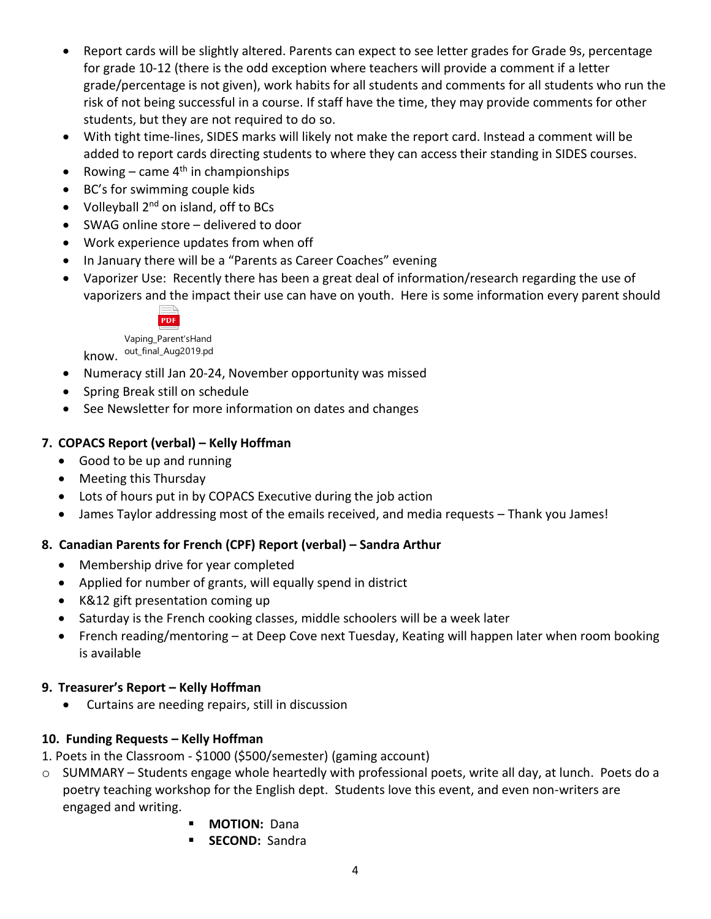- Report cards will be slightly altered. Parents can expect to see letter grades for Grade 9s, percentage for grade 10-12 (there is the odd exception where teachers will provide a comment if a letter grade/percentage is not given), work habits for all students and comments for all students who run the risk of not being successful in a course. If staff have the time, they may provide comments for other students, but they are not required to do so.
- With tight time-lines, SIDES marks will likely not make the report card. Instead a comment will be added to report cards directing students to where they can access their standing in SIDES courses.
- Rowing – came 4th in championships
- BC's for swimming couple kids
- Volleyball 2nd on island, off to BCs
- SWAG online store – delivered to door
- Work experience updates from when off
- In January there will be a "Parents as Career Coaches" evening
- Vaporizer Use: Recently there has been a great deal of information/research regarding the use of vaporizers and the impact their use can have on youth. Here is some information every parent should know. Vaping_Parent'sHandout_final_Aug2019.pd
- Numeracy still Jan 20-24, November opportunity was missed
- Spring Break still on schedule
- See Newsletter for more information on dates and changes

**7. COPACS Report (verbal) – Kelly Hoffman**

- Good to be up and running
- Meeting this Thursday
- Lots of hours put in by COPACS Executive during the job action
- James Taylor addressing most of the emails received, and media requests – Thank you James!

**8. Canadian Parents for French (CPF) Report (verbal) – Sandra Arthur**

- Membership drive for year completed
- Applied for number of grants, will equally spend in district
- K&12 gift presentation coming up
- Saturday is the French cooking classes, middle schoolers will be a week later
- French reading/mentoring – at Deep Cove next Tuesday, Keating will happen later when room booking is available

**9. Treasurer's Report – Kelly Hoffman**

- Curtains are needing repairs, still in discussion

**10. Funding Requests – Kelly Hoffman**

1. Poets in the Classroom - $1000 ($500/semester) (gaming account)

- SUMMARY – Students engage whole heartedly with professional poets, write all day, at lunch. Poets do a poetry teaching workshop for the English dept. Students love this event, and even non-writers are engaged and writing.
  - **MOTION:** Dana
  - **SECOND:** Sandra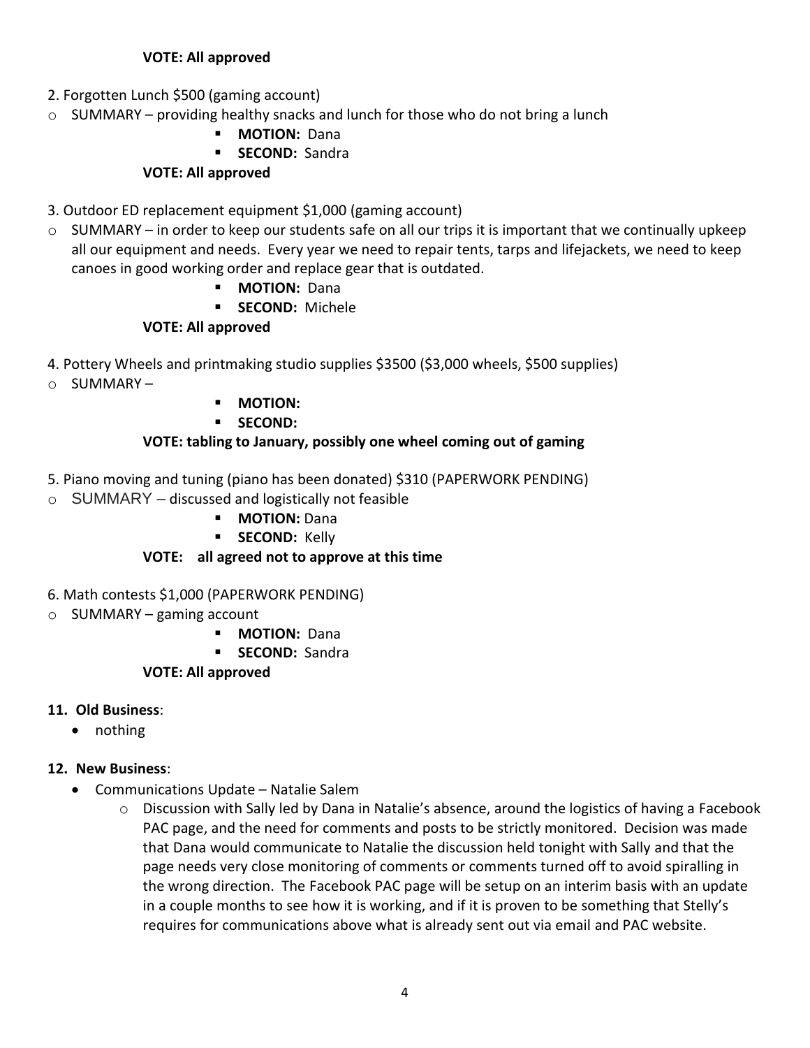**VOTE: All approved**

2. Forgotten Lunch $500 (gaming account)
   - SUMMARY – providing healthy snacks and lunch for those who do not bring a lunch
     - **MOTION:** Dana
     - **SECOND:** Sandra

   **VOTE: All approved**

3. Outdoor ED replacement equipment $1,000 (gaming account)
   - SUMMARY – in order to keep our students safe on all our trips it is important that we continually upkeep all our equipment and needs. Every year we need to repair tents, tarps and lifejackets, we need to keep canoes in good working order and replace gear that is outdated.
     - **MOTION:** Dana
     - **SECOND:** Michele

   **VOTE: All approved**

4. Pottery Wheels and printmaking studio supplies $3500 ($3,000 wheels, $500 supplies)
   - SUMMARY –
     - **MOTION:**
     - **SECOND:**

   **VOTE: tabling to January, possibly one wheel coming out of gaming**

5. Piano moving and tuning (piano has been donated) $310 (PAPERWORK PENDING)
   - SUMMARY – discussed and logistically not feasible
     - **MOTION:** Dana
     - **SECOND:** Kelly

   **VOTE: all agreed not to approve at this time**

6. Math contests $1,000 (PAPERWORK PENDING)
   - SUMMARY – gaming account
     - **MOTION:** Dana
     - **SECOND:** Sandra

   **VOTE: All approved**

**11. Old Business**:

- nothing

**12. New Business**:

- Communications Update – Natalie Salem
  - Discussion with Sally led by Dana in Natalie's absence, around the logistics of having a Facebook PAC page, and the need for comments and posts to be strictly monitored. Decision was made that Dana would communicate to Natalie the discussion held tonight with Sally and that the page needs very close monitoring of comments or comments turned off to avoid spiralling in the wrong direction. The Facebook PAC page will be setup on an interim basis with an update in a couple months to see how it is working, and if it is proven to be something that Stelly's requires for communications above what is already sent out via email and PAC website.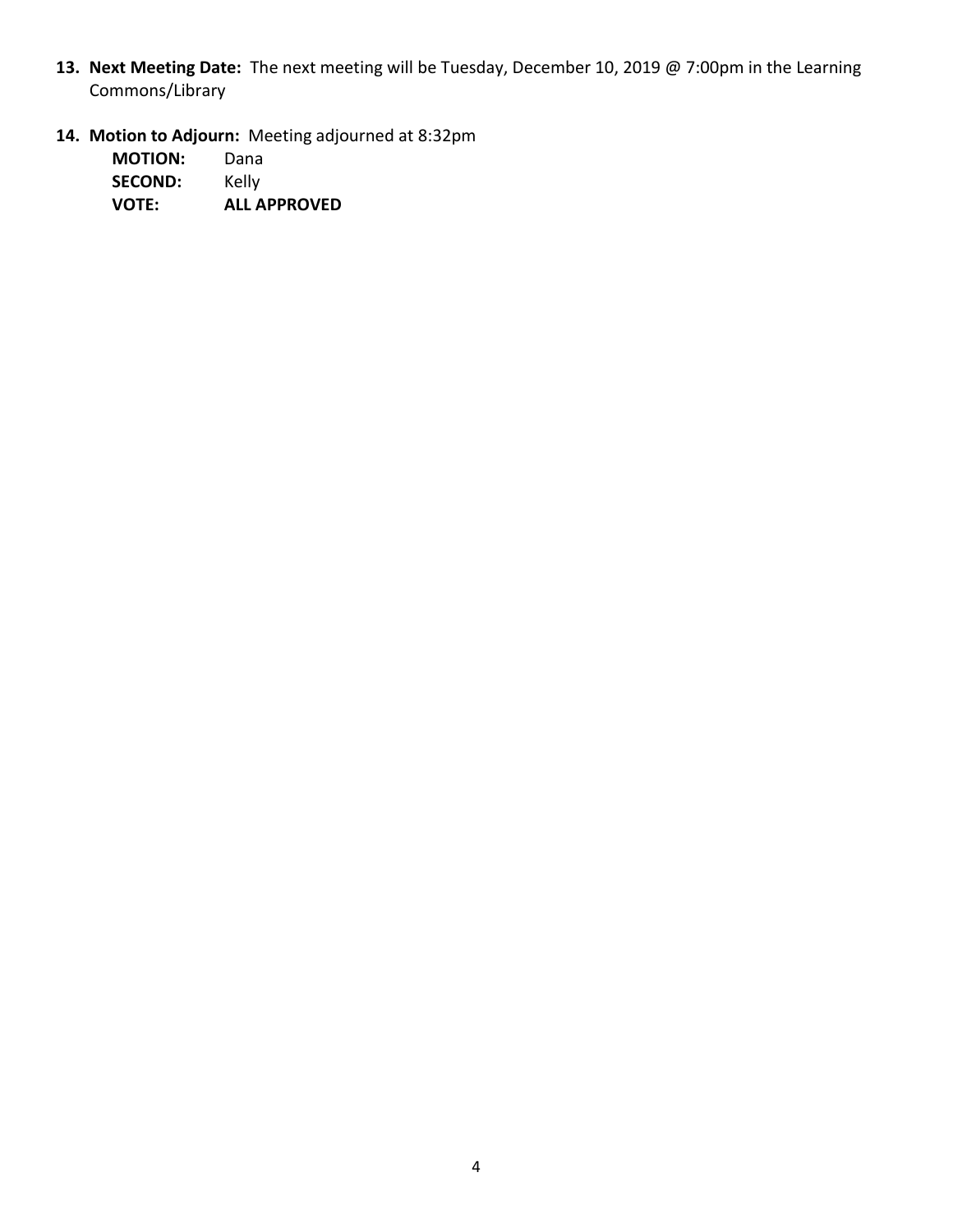13. **Next Meeting Date:** The next meeting will be Tuesday, December 10, 2019 @ 7:00pm in the Learning Commons/Library

14. **Motion to Adjourn:** Meeting adjourned at 8:32pm

    **MOTION:** Dana
    **SECOND:** Kelly
    **VOTE:** **ALL APPROVED**